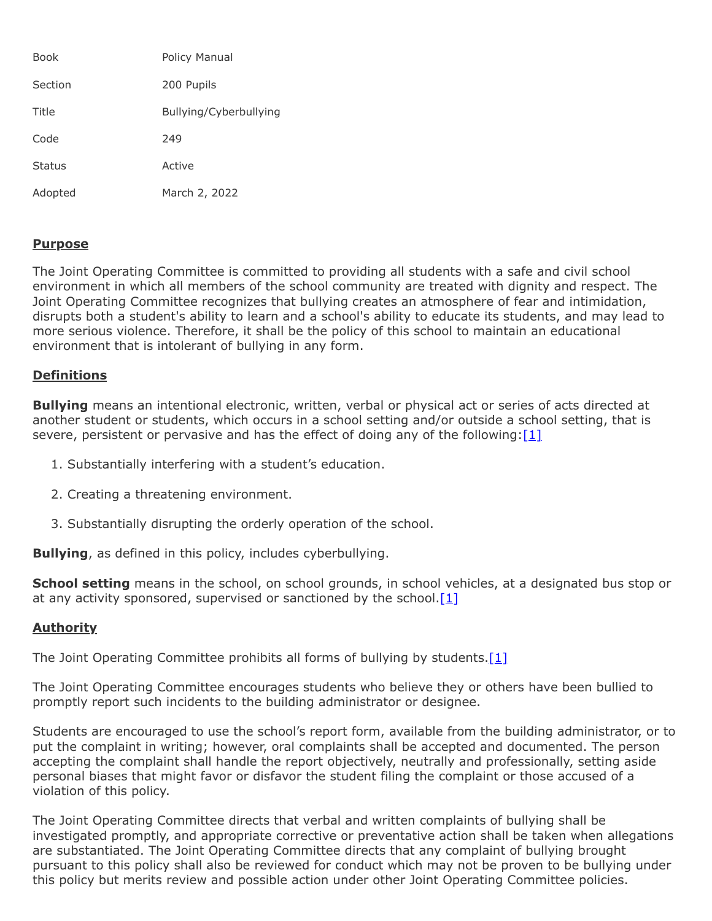| Book | Policy Manual |
| --- | --- |
| Section | 200 Pupils |
| Title | Bullying/Cyberbullying |
| Code | 249 |
| Status | Active |
| Adopted | March 2, 2022 |

## Purpose

The Joint Operating Committee is committed to providing all students with a safe and civil school environment in which all members of the school community are treated with dignity and respect. The Joint Operating Committee recognizes that bullying creates an atmosphere of fear and intimidation, disrupts both a student's ability to learn and a school's ability to educate its students, and may lead to more serious violence. Therefore, it shall be the policy of this school to maintain an educational environment that is intolerant of bullying in any form.

## Definitions

**Bullying** means an intentional electronic, written, verbal or physical act or series of acts directed at another student or students, which occurs in a school setting and/or outside a school setting, that is severe, persistent or pervasive and has the effect of doing any of the following:[1]

1. Substantially interfering with a student's education.
2. Creating a threatening environment.
3. Substantially disrupting the orderly operation of the school.

**Bullying**, as defined in this policy, includes cyberbullying.

**School setting** means in the school, on school grounds, in school vehicles, at a designated bus stop or at any activity sponsored, supervised or sanctioned by the school.[1]

## Authority

The Joint Operating Committee prohibits all forms of bullying by students.[1]

The Joint Operating Committee encourages students who believe they or others have been bullied to promptly report such incidents to the building administrator or designee.

Students are encouraged to use the school's report form, available from the building administrator, or to put the complaint in writing; however, oral complaints shall be accepted and documented. The person accepting the complaint shall handle the report objectively, neutrally and professionally, setting aside personal biases that might favor or disfavor the student filing the complaint or those accused of a violation of this policy.

The Joint Operating Committee directs that verbal and written complaints of bullying shall be investigated promptly, and appropriate corrective or preventative action shall be taken when allegations are substantiated. The Joint Operating Committee directs that any complaint of bullying brought pursuant to this policy shall also be reviewed for conduct which may not be proven to be bullying under this policy but merits review and possible action under other Joint Operating Committee policies.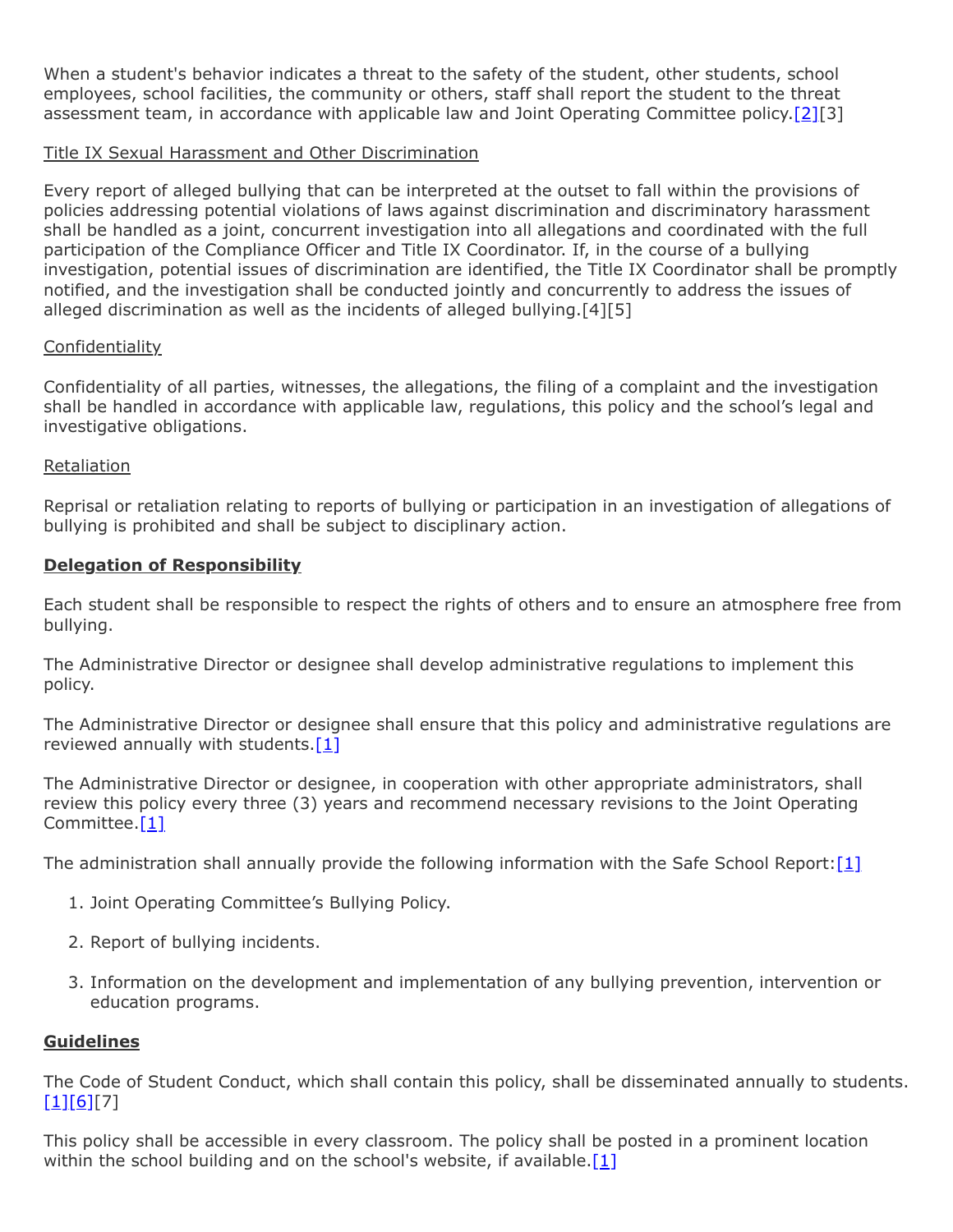When a student's behavior indicates a threat to the safety of the student, other students, school employees, school facilities, the community or others, staff shall report the student to the threat assessment team, in accordance with applicable law and Joint Operating Committee policy.[2][3]

Title IX Sexual Harassment and Other Discrimination

Every report of alleged bullying that can be interpreted at the outset to fall within the provisions of policies addressing potential violations of laws against discrimination and discriminatory harassment shall be handled as a joint, concurrent investigation into all allegations and coordinated with the full participation of the Compliance Officer and Title IX Coordinator. If, in the course of a bullying investigation, potential issues of discrimination are identified, the Title IX Coordinator shall be promptly notified, and the investigation shall be conducted jointly and concurrently to address the issues of alleged discrimination as well as the incidents of alleged bullying.[4][5]

Confidentiality

Confidentiality of all parties, witnesses, the allegations, the filing of a complaint and the investigation shall be handled in accordance with applicable law, regulations, this policy and the school's legal and investigative obligations.

Retaliation

Reprisal or retaliation relating to reports of bullying or participation in an investigation of allegations of bullying is prohibited and shall be subject to disciplinary action.

**Delegation of Responsibility**

Each student shall be responsible to respect the rights of others and to ensure an atmosphere free from bullying.

The Administrative Director or designee shall develop administrative regulations to implement this policy.

The Administrative Director or designee shall ensure that this policy and administrative regulations are reviewed annually with students.[1]

The Administrative Director or designee, in cooperation with other appropriate administrators, shall review this policy every three (3) years and recommend necessary revisions to the Joint Operating Committee.[1]

The administration shall annually provide the following information with the Safe School Report:[1]

1. Joint Operating Committee's Bullying Policy.
2. Report of bullying incidents.
3. Information on the development and implementation of any bullying prevention, intervention or education programs.

**Guidelines**

The Code of Student Conduct, which shall contain this policy, shall be disseminated annually to students.[1][6][7]

This policy shall be accessible in every classroom. The policy shall be posted in a prominent location within the school building and on the school's website, if available.[1]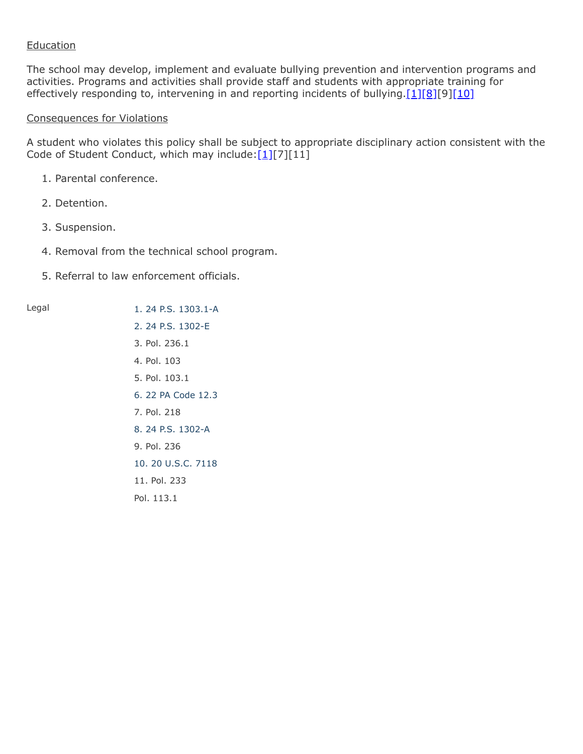Education

The school may develop, implement and evaluate bullying prevention and intervention programs and activities. Programs and activities shall provide staff and students with appropriate training for effectively responding to, intervening in and reporting incidents of bullying.[1][8][9][10]

Consequences for Violations

A student who violates this policy shall be subject to appropriate disciplinary action consistent with the Code of Student Conduct, which may include:[1][7][11]

1. Parental conference.
2. Detention.
3. Suspension.
4. Removal from the technical school program.
5. Referral to law enforcement officials.

Legal

1. 24 P.S. 1303.1-A
2. 24 P.S. 1302-E
3. Pol. 236.1
4. Pol. 103
5. Pol. 103.1
6. 22 PA Code 12.3
7. Pol. 218
8. 24 P.S. 1302-A
9. Pol. 236
10. 20 U.S.C. 7118
11. Pol. 233

Pol. 113.1